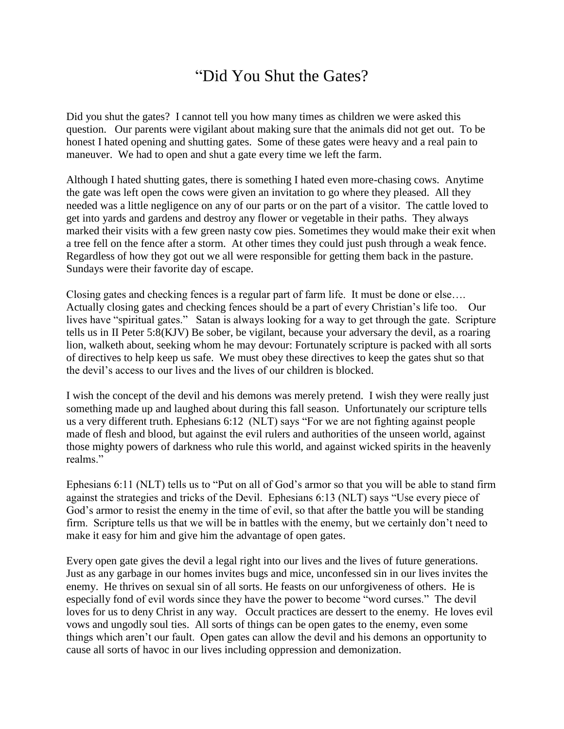# "Did You Shut the Gates?

Did you shut the gates? I cannot tell you how many times as children we were asked this question. Our parents were vigilant about making sure that the animals did not get out. To be honest I hated opening and shutting gates. Some of these gates were heavy and a real pain to maneuver. We had to open and shut a gate every time we left the farm.

Although I hated shutting gates, there is something I hated even more-chasing cows. Anytime the gate was left open the cows were given an invitation to go where they pleased. All they needed was a little negligence on any of our parts or on the part of a visitor. The cattle loved to get into yards and gardens and destroy any flower or vegetable in their paths. They always marked their visits with a few green nasty cow pies. Sometimes they would make their exit when a tree fell on the fence after a storm. At other times they could just push through a weak fence. Regardless of how they got out we all were responsible for getting them back in the pasture. Sundays were their favorite day of escape.

Closing gates and checking fences is a regular part of farm life. It must be done or else…. Actually closing gates and checking fences should be a part of every Christian's life too. Our lives have "spiritual gates." Satan is always looking for a way to get through the gate. Scripture tells us in II Peter 5:8(KJV) Be sober, be vigilant, because your adversary the devil, as a roaring lion, walketh about, seeking whom he may devour: Fortunately scripture is packed with all sorts of directives to help keep us safe. We must obey these directives to keep the gates shut so that the devil's access to our lives and the lives of our children is blocked.

I wish the concept of the devil and his demons was merely pretend. I wish they were really just something made up and laughed about during this fall season. Unfortunately our scripture tells us a very different truth. Ephesians 6:12 (NLT) says "For we are not fighting against people made of flesh and blood, but against the evil rulers and authorities of the unseen world, against those mighty powers of darkness who rule this world, and against wicked spirits in the heavenly realms."

Ephesians 6:11 (NLT) tells us to "Put on all of God's armor so that you will be able to stand firm against the strategies and tricks of the Devil. Ephesians 6:13 (NLT) says "Use every piece of God's armor to resist the enemy in the time of evil, so that after the battle you will be standing firm. Scripture tells us that we will be in battles with the enemy, but we certainly don't need to make it easy for him and give him the advantage of open gates.

Every open gate gives the devil a legal right into our lives and the lives of future generations. Just as any garbage in our homes invites bugs and mice, unconfessed sin in our lives invites the enemy. He thrives on sexual sin of all sorts. He feasts on our unforgiveness of others. He is especially fond of evil words since they have the power to become "word curses." The devil loves for us to deny Christ in any way. Occult practices are dessert to the enemy. He loves evil vows and ungodly soul ties. All sorts of things can be open gates to the enemy, even some things which aren't our fault. Open gates can allow the devil and his demons an opportunity to cause all sorts of havoc in our lives including oppression and demonization.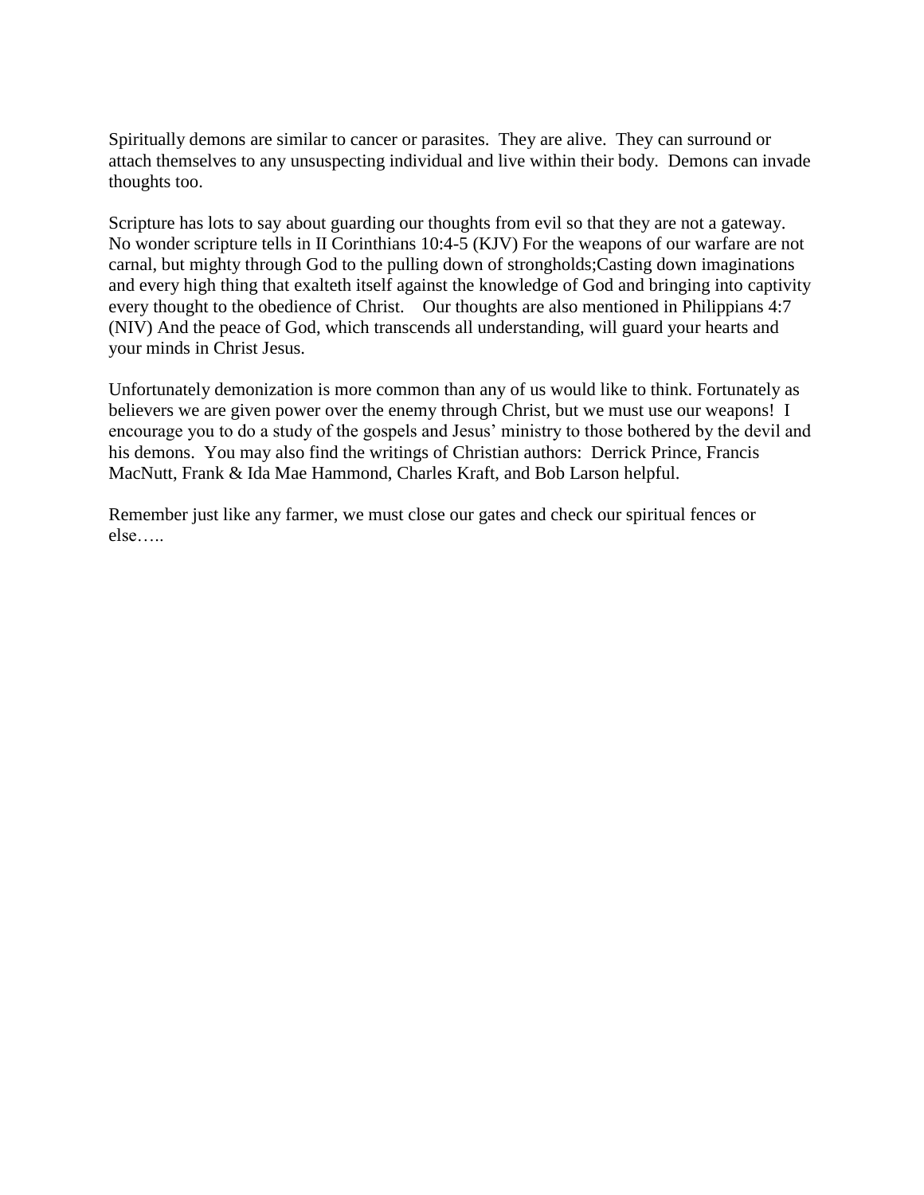Spiritually demons are similar to cancer or parasites. They are alive. They can surround or attach themselves to any unsuspecting individual and live within their body. Demons can invade thoughts too.

Scripture has lots to say about guarding our thoughts from evil so that they are not a gateway. No wonder scripture tells in II Corinthians 10:4-5 (KJV) For the weapons of our warfare are not carnal, but mighty through God to the pulling down of strongholds;Casting down imaginations and every high thing that exalteth itself against the knowledge of God and bringing into captivity every thought to the obedience of Christ. Our thoughts are also mentioned in Philippians 4:7 (NIV) And the peace of God, which transcends all understanding, will guard your hearts and your minds in Christ Jesus.

Unfortunately demonization is more common than any of us would like to think. Fortunately as believers we are given power over the enemy through Christ, but we must use our weapons! I encourage you to do a study of the gospels and Jesus' ministry to those bothered by the devil and his demons. You may also find the writings of Christian authors: Derrick Prince, Francis MacNutt, Frank & Ida Mae Hammond, Charles Kraft, and Bob Larson helpful.

Remember just like any farmer, we must close our gates and check our spiritual fences or else…..